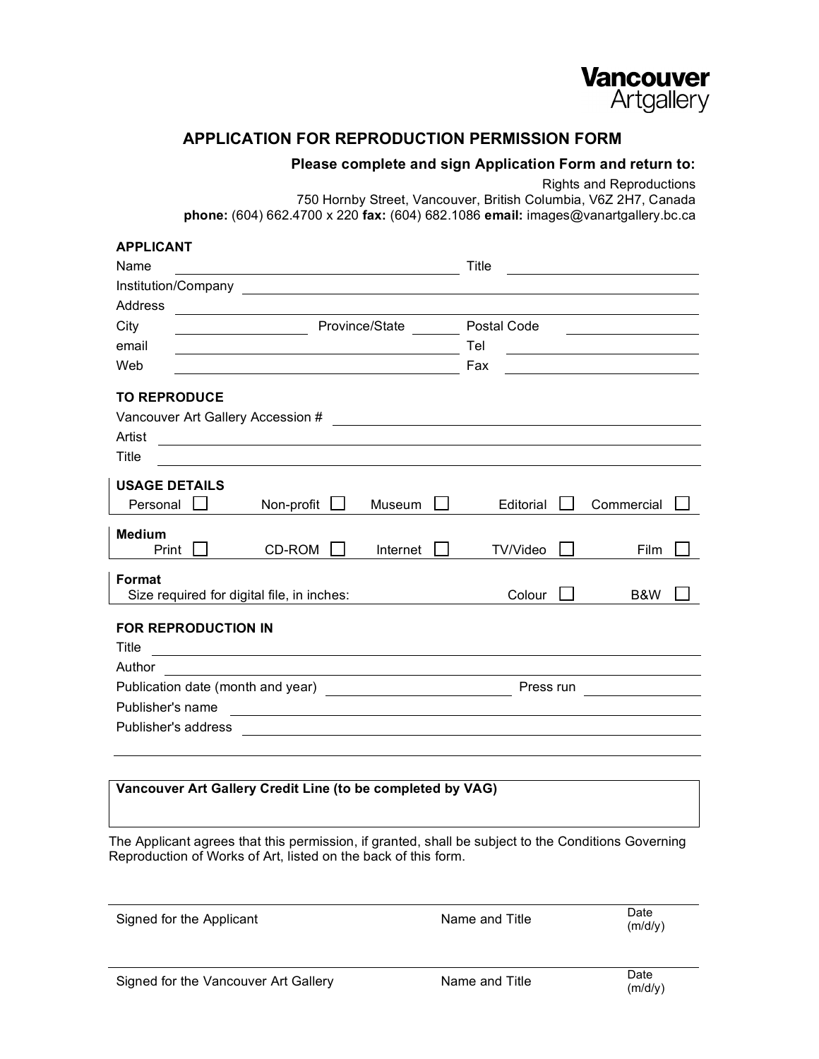Vancouver Artgallery

# APPLICATION FOR REPRODUCTION PERMISSION FORM

**Please complete and sign Application Form and return to:**

Rights and Reproductions
750 Hornby Street, Vancouver, British Columbia, V6Z 2H7, Canada
**phone:** (604) 662.4700 x 220 **fax:** (604) 682.1086 **email:** images@vanartgallery.bc.ca

**APPLICANT**

Name ______________________ Title ______________________

Institution/Company ______________________

Address ______________________

City ____________ Province/State ________ Postal Code ____________

email ______________________ Tel ______________________

Web ______________________ Fax ______________________

**TO REPRODUCE**

Vancouver Art Gallery Accession # ______________________

Artist ______________________

Title ______________________

**USAGE DETAILS**

Personal ☐ Non-profit ☐ Museum ☐ Editorial ☐ Commercial ☐

**Medium**

Print ☐ CD-ROM ☐ Internet ☐ TV/Video ☐ Film ☐

**Format**

Size required for digital file, in inches: ____________ Colour ☐ B&W ☐

**FOR REPRODUCTION IN**

Title ______________________

Author ______________________

Publication date (month and year) ______________________ Press run ____________

Publisher's name ______________________

Publisher's address ______________________

______________________

**Vancouver Art Gallery Credit Line (to be completed by VAG)**

The Applicant agrees that this permission, if granted, shall be subject to the Conditions Governing Reproduction of Works of Art, listed on the back of this form.

______________________

Signed for the Applicant | Name and Title | Date (m/d/y)

______________________

Signed for the Vancouver Art Gallery | Name and Title | Date (m/d/y)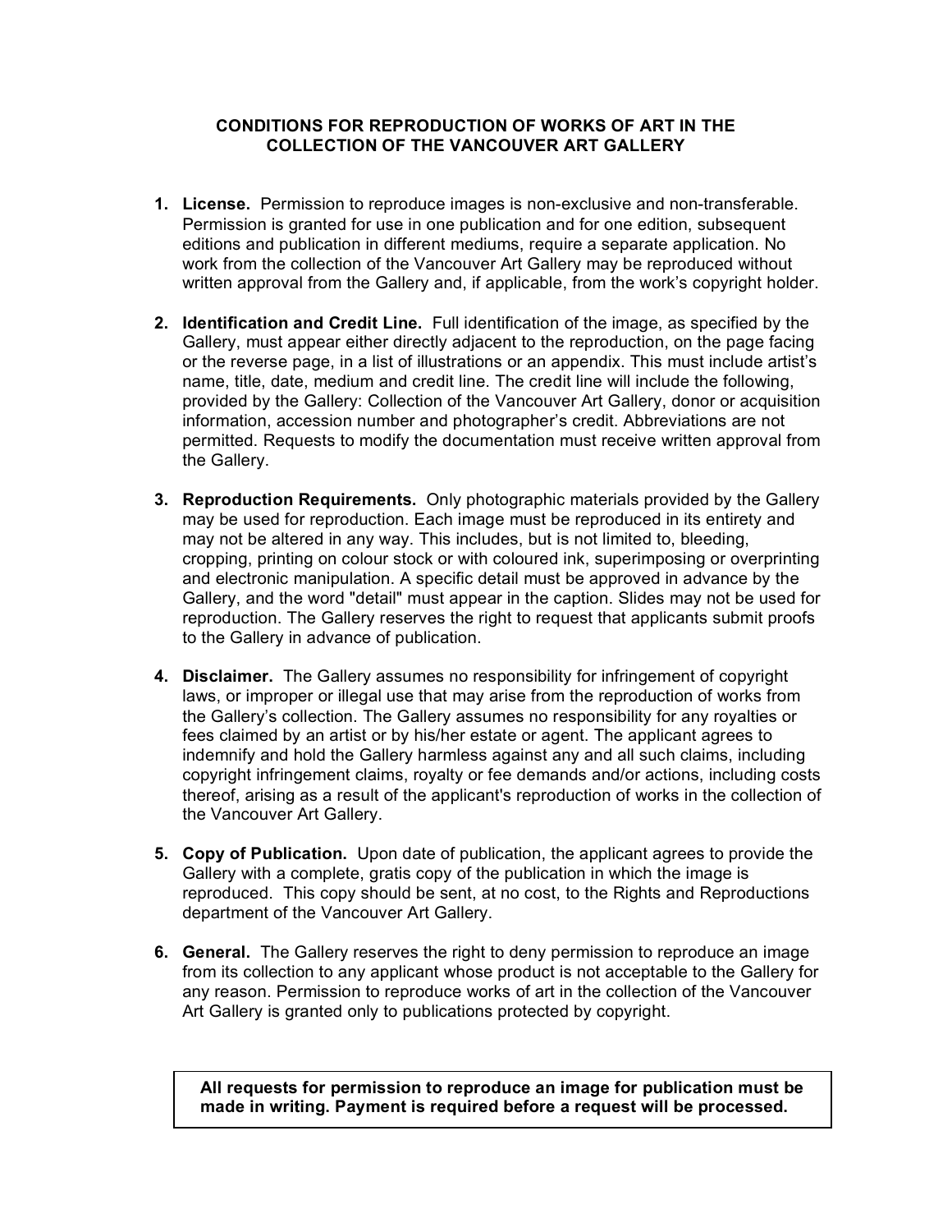# CONDITIONS FOR REPRODUCTION OF WORKS OF ART IN THE COLLECTION OF THE VANCOUVER ART GALLERY

1. **License.** Permission to reproduce images is non-exclusive and non-transferable. Permission is granted for use in one publication and for one edition, subsequent editions and publication in different mediums, require a separate application. No work from the collection of the Vancouver Art Gallery may be reproduced without written approval from the Gallery and, if applicable, from the work's copyright holder.

2. **Identification and Credit Line.** Full identification of the image, as specified by the Gallery, must appear either directly adjacent to the reproduction, on the page facing or the reverse page, in a list of illustrations or an appendix. This must include artist's name, title, date, medium and credit line. The credit line will include the following, provided by the Gallery: Collection of the Vancouver Art Gallery, donor or acquisition information, accession number and photographer's credit. Abbreviations are not permitted. Requests to modify the documentation must receive written approval from the Gallery.

3. **Reproduction Requirements.** Only photographic materials provided by the Gallery may be used for reproduction. Each image must be reproduced in its entirety and may not be altered in any way. This includes, but is not limited to, bleeding, cropping, printing on colour stock or with coloured ink, superimposing or overprinting and electronic manipulation. A specific detail must be approved in advance by the Gallery, and the word "detail" must appear in the caption. Slides may not be used for reproduction. The Gallery reserves the right to request that applicants submit proofs to the Gallery in advance of publication.

4. **Disclaimer.** The Gallery assumes no responsibility for infringement of copyright laws, or improper or illegal use that may arise from the reproduction of works from the Gallery's collection. The Gallery assumes no responsibility for any royalties or fees claimed by an artist or by his/her estate or agent. The applicant agrees to indemnify and hold the Gallery harmless against any and all such claims, including copyright infringement claims, royalty or fee demands and/or actions, including costs thereof, arising as a result of the applicant's reproduction of works in the collection of the Vancouver Art Gallery.

5. **Copy of Publication.** Upon date of publication, the applicant agrees to provide the Gallery with a complete, gratis copy of the publication in which the image is reproduced. This copy should be sent, at no cost, to the Rights and Reproductions department of the Vancouver Art Gallery.

6. **General.** The Gallery reserves the right to deny permission to reproduce an image from its collection to any applicant whose product is not acceptable to the Gallery for any reason. Permission to reproduce works of art in the collection of the Vancouver Art Gallery is granted only to publications protected by copyright.

**All requests for permission to reproduce an image for publication must be made in writing. Payment is required before a request will be processed.**